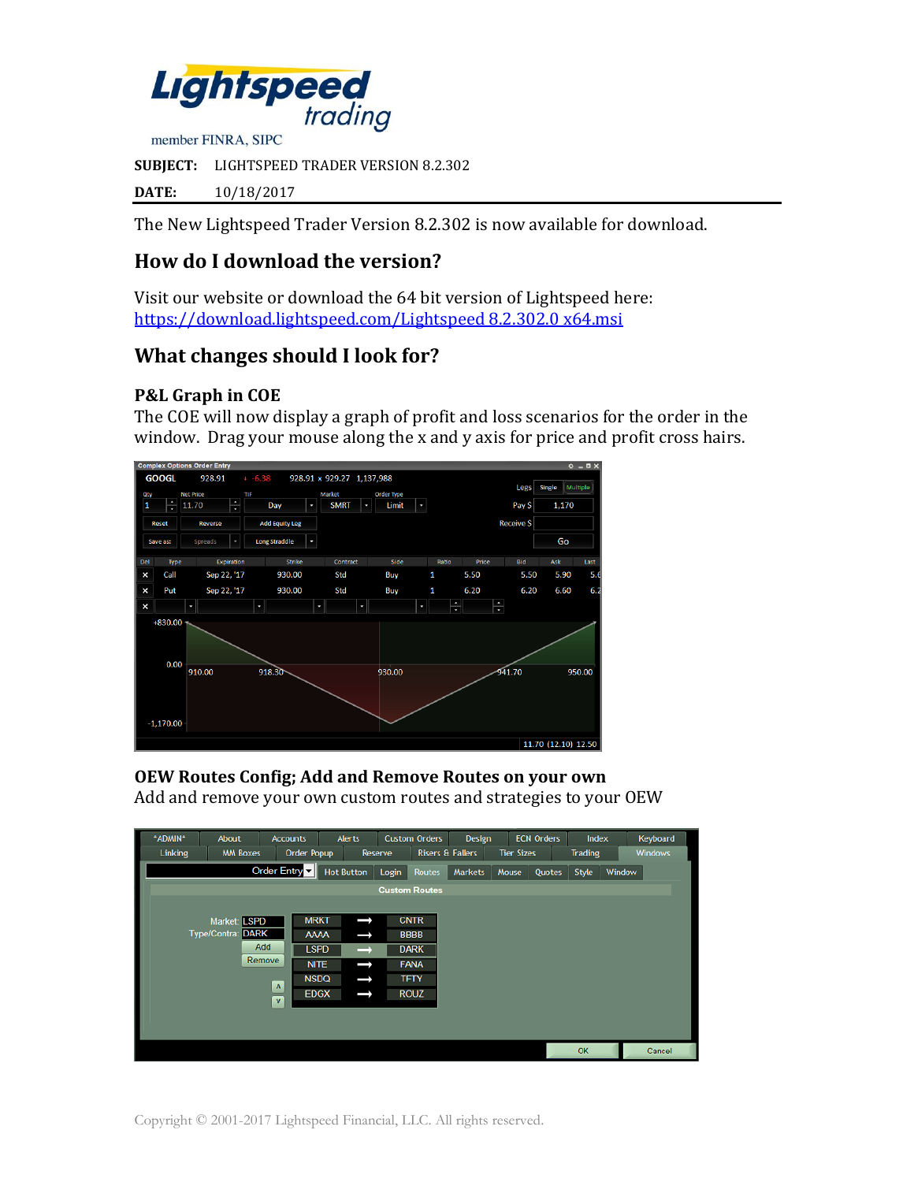Lightspeed trading

member FINRA, SIPC

**SUBJECT:** LIGHTSPEED TRADER VERSION 8.2.302

**DATE:** 10/18/2017

The New Lightspeed Trader Version 8.2.302 is now available for download.

## How do I download the version?

Visit our website or download the 64 bit version of Lightspeed here:
https://download.lightspeed.com/Lightspeed 8.2.302.0 x64.msi

## What changes should I look for?

### P&L Graph in COE

The COE will now display a graph of profit and loss scenarios for the order in the window. Drag your mouse along the x and y axis for price and profit cross hairs.

### OEW Routes Config; Add and Remove Routes on your own

Add and remove your own custom routes and strategies to your OEW

Copyright © 2001-2017 Lightspeed Financial, LLC. All rights reserved.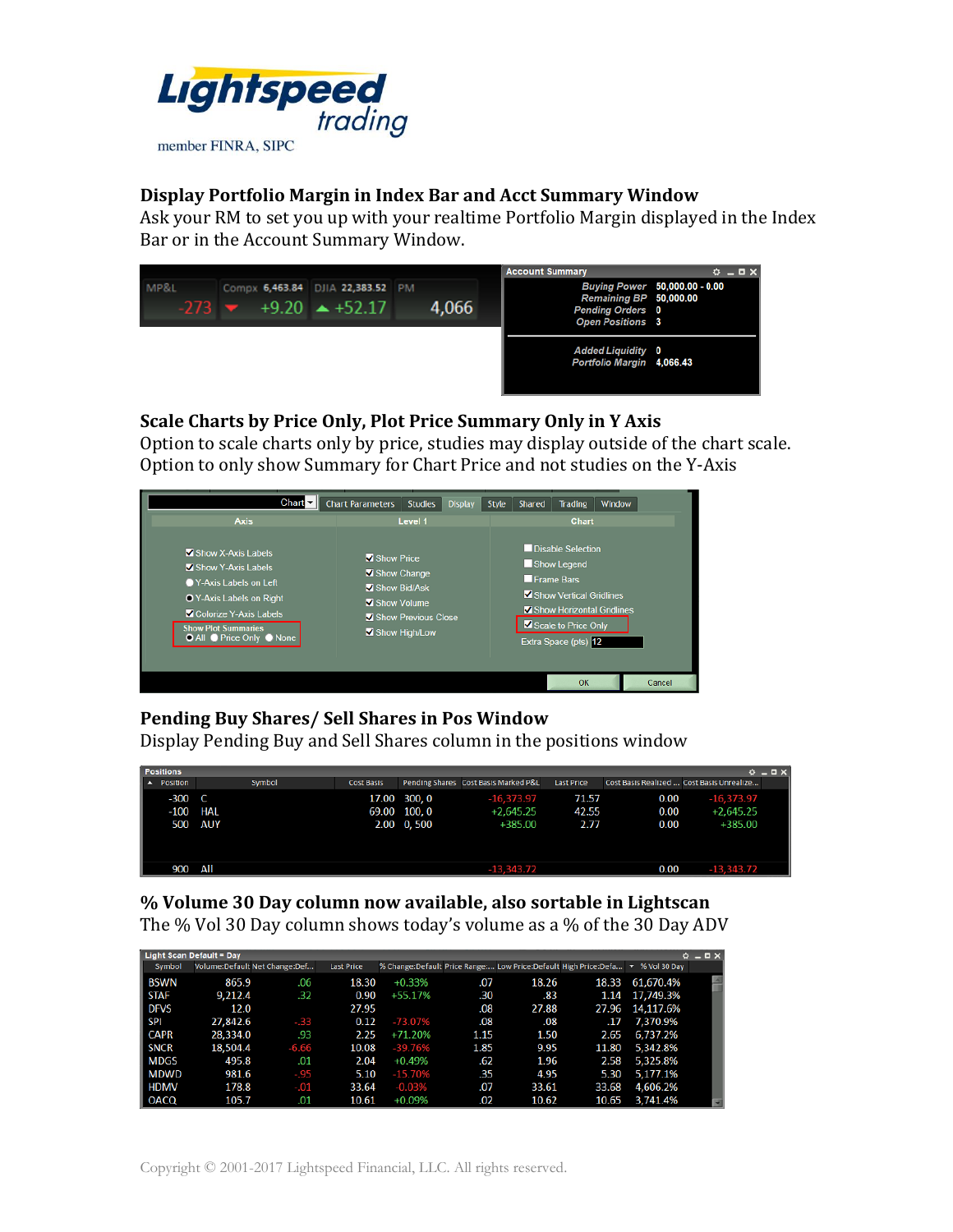## Display Portfolio Margin in Index Bar and Acct Summary Window

Ask your RM to set you up with your realtime Portfolio Margin displayed in the Index Bar or in the Account Summary Window.

## Scale Charts by Price Only, Plot Price Summary Only in Y Axis

Option to scale charts only by price, studies may display outside of the chart scale. Option to only show Summary for Chart Price and not studies on the Y-Axis

## Pending Buy Shares/ Sell Shares in Pos Window

Display Pending Buy and Sell Shares column in the positions window

## % Volume 30 Day column now available, also sortable in Lightscan

The % Vol 30 Day column shows today's volume as a % of the 30 Day ADV

Copyright © 2001-2017 Lightspeed Financial, LLC. All rights reserved.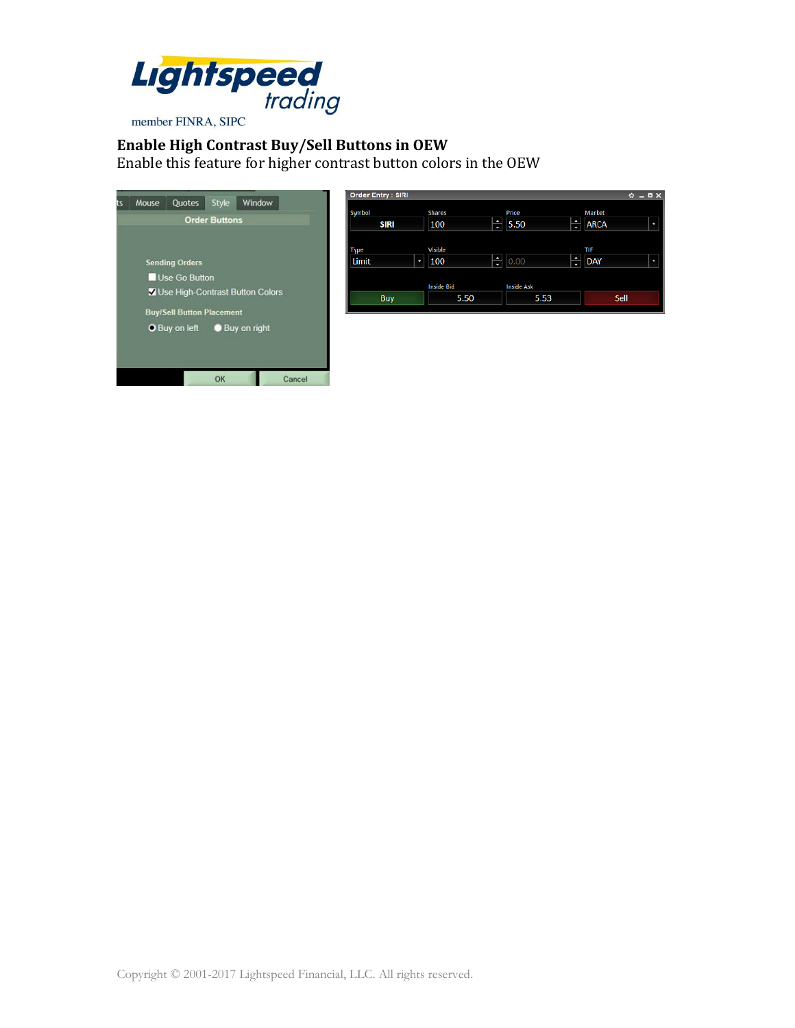## Enable High Contrast Buy/Sell Buttons in OEW

Enable this feature for higher contrast button colors in the OEW